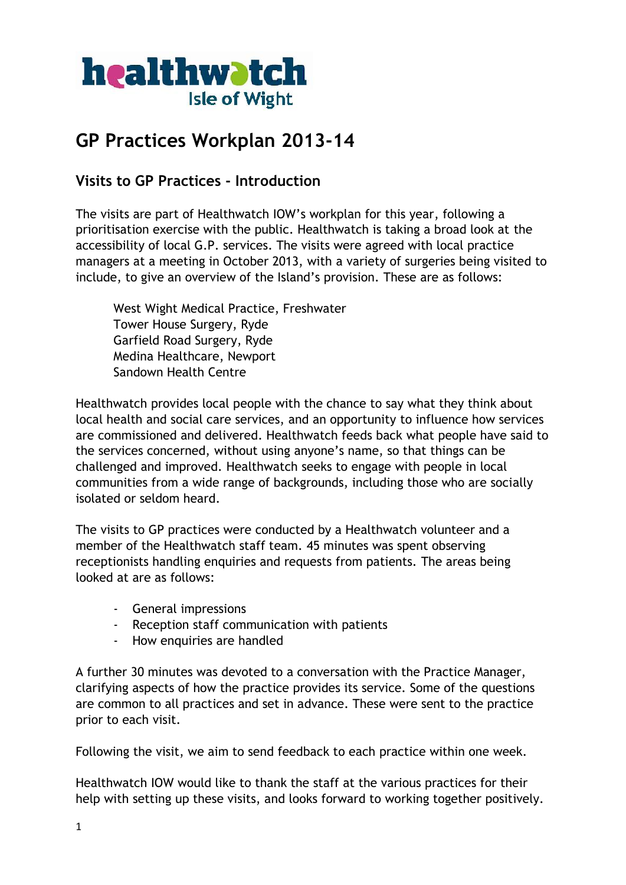healthwatch Isle of Wight

# GP Practices Workplan 2013-14

## Visits to GP Practices - Introduction

The visits are part of Healthwatch IOW's workplan for this year, following a prioritisation exercise with the public. Healthwatch is taking a broad look at the accessibility of local G.P. services. The visits were agreed with local practice managers at a meeting in October 2013, with a variety of surgeries being visited to include, to give an overview of the Island's provision. These are as follows:

West Wight Medical Practice, Freshwater
Tower House Surgery, Ryde
Garfield Road Surgery, Ryde
Medina Healthcare, Newport
Sandown Health Centre

Healthwatch provides local people with the chance to say what they think about local health and social care services, and an opportunity to influence how services are commissioned and delivered. Healthwatch feeds back what people have said to the services concerned, without using anyone's name, so that things can be challenged and improved. Healthwatch seeks to engage with people in local communities from a wide range of backgrounds, including those who are socially isolated or seldom heard.

The visits to GP practices were conducted by a Healthwatch volunteer and a member of the Healthwatch staff team. 45 minutes was spent observing receptionists handling enquiries and requests from patients. The areas being looked at are as follows:

- General impressions
- Reception staff communication with patients
- How enquiries are handled

A further 30 minutes was devoted to a conversation with the Practice Manager, clarifying aspects of how the practice provides its service. Some of the questions are common to all practices and set in advance. These were sent to the practice prior to each visit.

Following the visit, we aim to send feedback to each practice within one week.

Healthwatch IOW would like to thank the staff at the various practices for their help with setting up these visits, and looks forward to working together positively.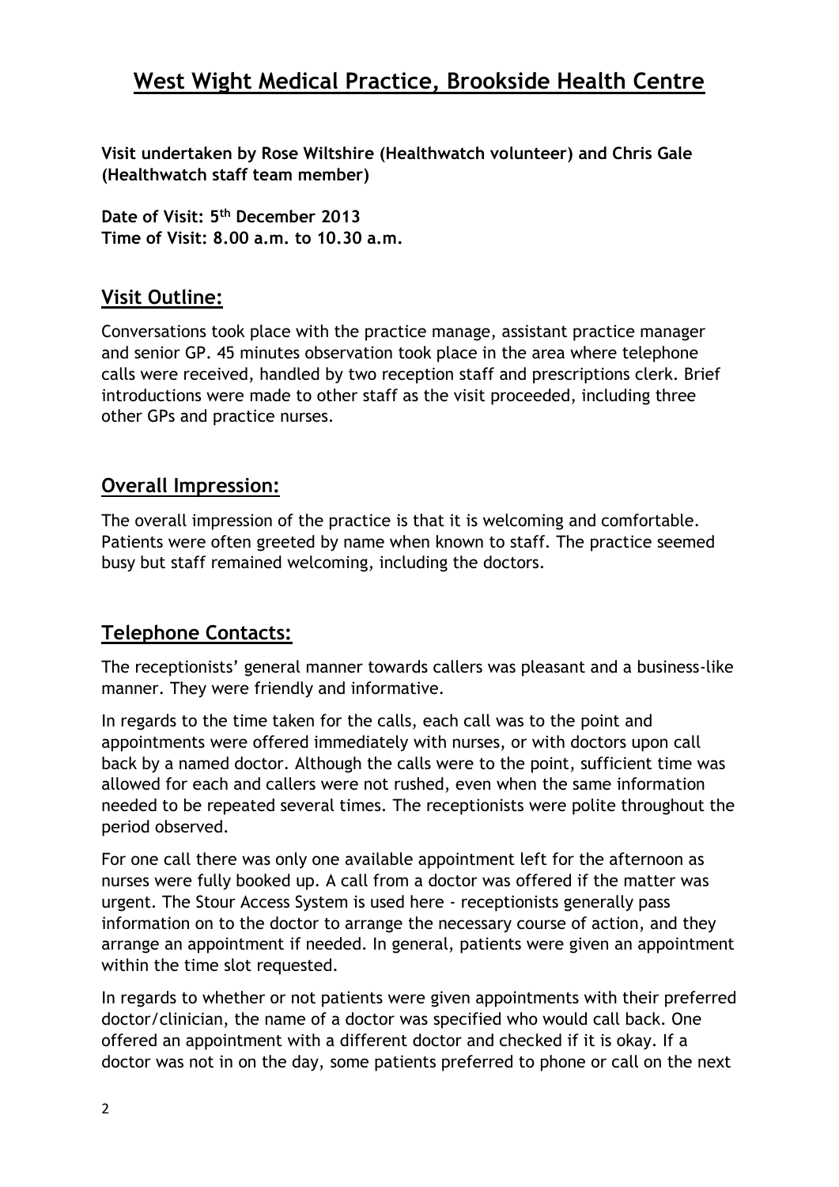# West Wight Medical Practice, Brookside Health Centre

**Visit undertaken by Rose Wiltshire (Healthwatch volunteer) and Chris Gale (Healthwatch staff team member)**

**Date of Visit: 5th December 2013**
**Time of Visit: 8.00 a.m. to 10.30 a.m.**

## Visit Outline:

Conversations took place with the practice manage, assistant practice manager and senior GP. 45 minutes observation took place in the area where telephone calls were received, handled by two reception staff and prescriptions clerk. Brief introductions were made to other staff as the visit proceeded, including three other GPs and practice nurses.

## Overall Impression:

The overall impression of the practice is that it is welcoming and comfortable. Patients were often greeted by name when known to staff. The practice seemed busy but staff remained welcoming, including the doctors.

## Telephone Contacts:

The receptionists' general manner towards callers was pleasant and a business-like manner. They were friendly and informative.

In regards to the time taken for the calls, each call was to the point and appointments were offered immediately with nurses, or with doctors upon call back by a named doctor. Although the calls were to the point, sufficient time was allowed for each and callers were not rushed, even when the same information needed to be repeated several times. The receptionists were polite throughout the period observed.

For one call there was only one available appointment left for the afternoon as nurses were fully booked up. A call from a doctor was offered if the matter was urgent. The Stour Access System is used here - receptionists generally pass information on to the doctor to arrange the necessary course of action, and they arrange an appointment if needed. In general, patients were given an appointment within the time slot requested.

In regards to whether or not patients were given appointments with their preferred doctor/clinician, the name of a doctor was specified who would call back. One offered an appointment with a different doctor and checked if it is okay. If a doctor was not in on the day, some patients preferred to phone or call on the next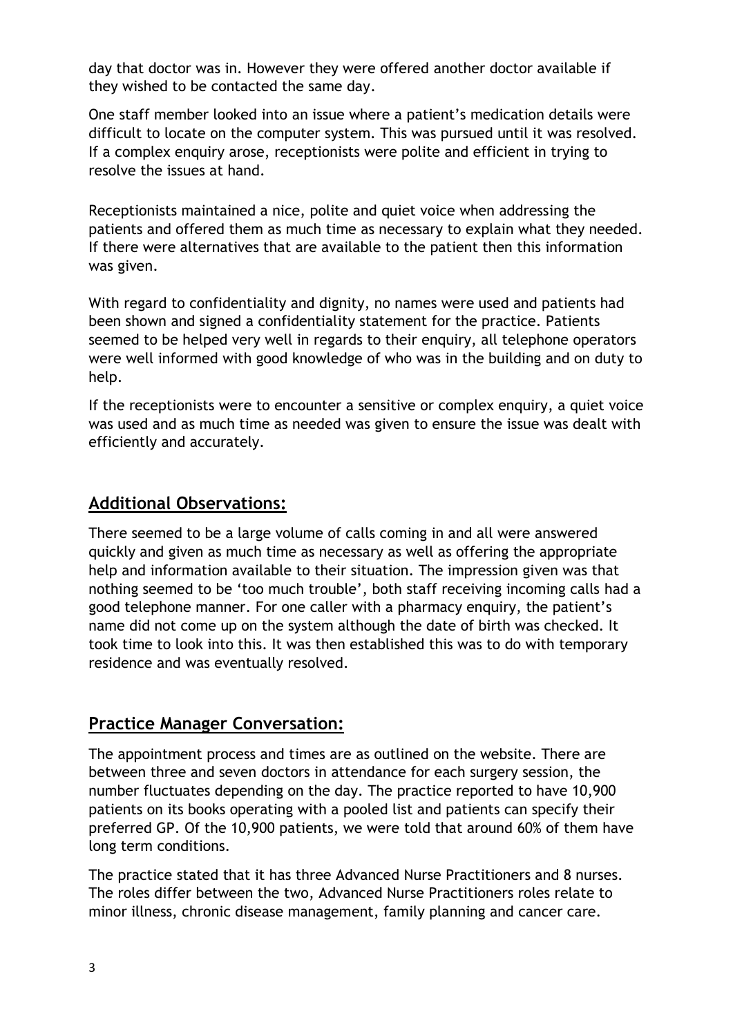day that doctor was in. However they were offered another doctor available if they wished to be contacted the same day.

One staff member looked into an issue where a patient's medication details were difficult to locate on the computer system. This was pursued until it was resolved. If a complex enquiry arose, receptionists were polite and efficient in trying to resolve the issues at hand.

Receptionists maintained a nice, polite and quiet voice when addressing the patients and offered them as much time as necessary to explain what they needed. If there were alternatives that are available to the patient then this information was given.

With regard to confidentiality and dignity, no names were used and patients had been shown and signed a confidentiality statement for the practice. Patients seemed to be helped very well in regards to their enquiry, all telephone operators were well informed with good knowledge of who was in the building and on duty to help.

If the receptionists were to encounter a sensitive or complex enquiry, a quiet voice was used and as much time as needed was given to ensure the issue was dealt with efficiently and accurately.

## Additional Observations:

There seemed to be a large volume of calls coming in and all were answered quickly and given as much time as necessary as well as offering the appropriate help and information available to their situation. The impression given was that nothing seemed to be 'too much trouble', both staff receiving incoming calls had a good telephone manner. For one caller with a pharmacy enquiry, the patient's name did not come up on the system although the date of birth was checked. It took time to look into this. It was then established this was to do with temporary residence and was eventually resolved.

## Practice Manager Conversation:

The appointment process and times are as outlined on the website. There are between three and seven doctors in attendance for each surgery session, the number fluctuates depending on the day. The practice reported to have 10,900 patients on its books operating with a pooled list and patients can specify their preferred GP. Of the 10,900 patients, we were told that around 60% of them have long term conditions.

The practice stated that it has three Advanced Nurse Practitioners and 8 nurses. The roles differ between the two, Advanced Nurse Practitioners roles relate to minor illness, chronic disease management, family planning and cancer care.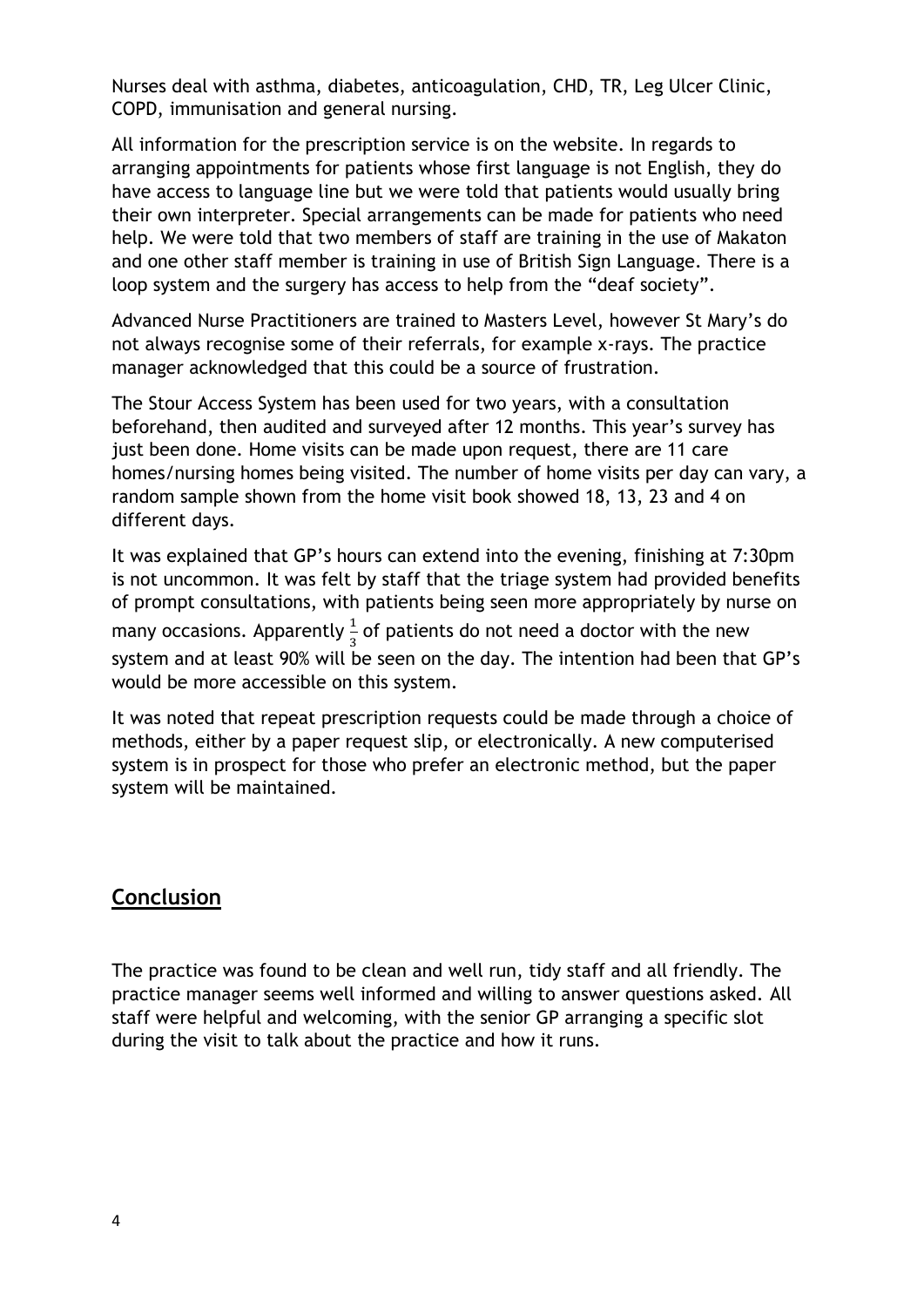Nurses deal with asthma, diabetes, anticoagulation, CHD, TR, Leg Ulcer Clinic, COPD, immunisation and general nursing.

All information for the prescription service is on the website. In regards to arranging appointments for patients whose first language is not English, they do have access to language line but we were told that patients would usually bring their own interpreter. Special arrangements can be made for patients who need help. We were told that two members of staff are training in the use of Makaton and one other staff member is training in use of British Sign Language. There is a loop system and the surgery has access to help from the "deaf society".

Advanced Nurse Practitioners are trained to Masters Level, however St Mary's do not always recognise some of their referrals, for example x-rays. The practice manager acknowledged that this could be a source of frustration.

The Stour Access System has been used for two years, with a consultation beforehand, then audited and surveyed after 12 months. This year's survey has just been done. Home visits can be made upon request, there are 11 care homes/nursing homes being visited. The number of home visits per day can vary, a random sample shown from the home visit book showed 18, 13, 23 and 4 on different days.

It was explained that GP's hours can extend into the evening, finishing at 7:30pm is not uncommon. It was felt by staff that the triage system had provided benefits of prompt consultations, with patients being seen more appropriately by nurse on many occasions. Apparently $\frac{1}{3}$ of patients do not need a doctor with the new system and at least 90% will be seen on the day. The intention had been that GP's would be more accessible on this system.

It was noted that repeat prescription requests could be made through a choice of methods, either by a paper request slip, or electronically. A new computerised system is in prospect for those who prefer an electronic method, but the paper system will be maintained.

## Conclusion

The practice was found to be clean and well run, tidy staff and all friendly. The practice manager seems well informed and willing to answer questions asked. All staff were helpful and welcoming, with the senior GP arranging a specific slot during the visit to talk about the practice and how it runs.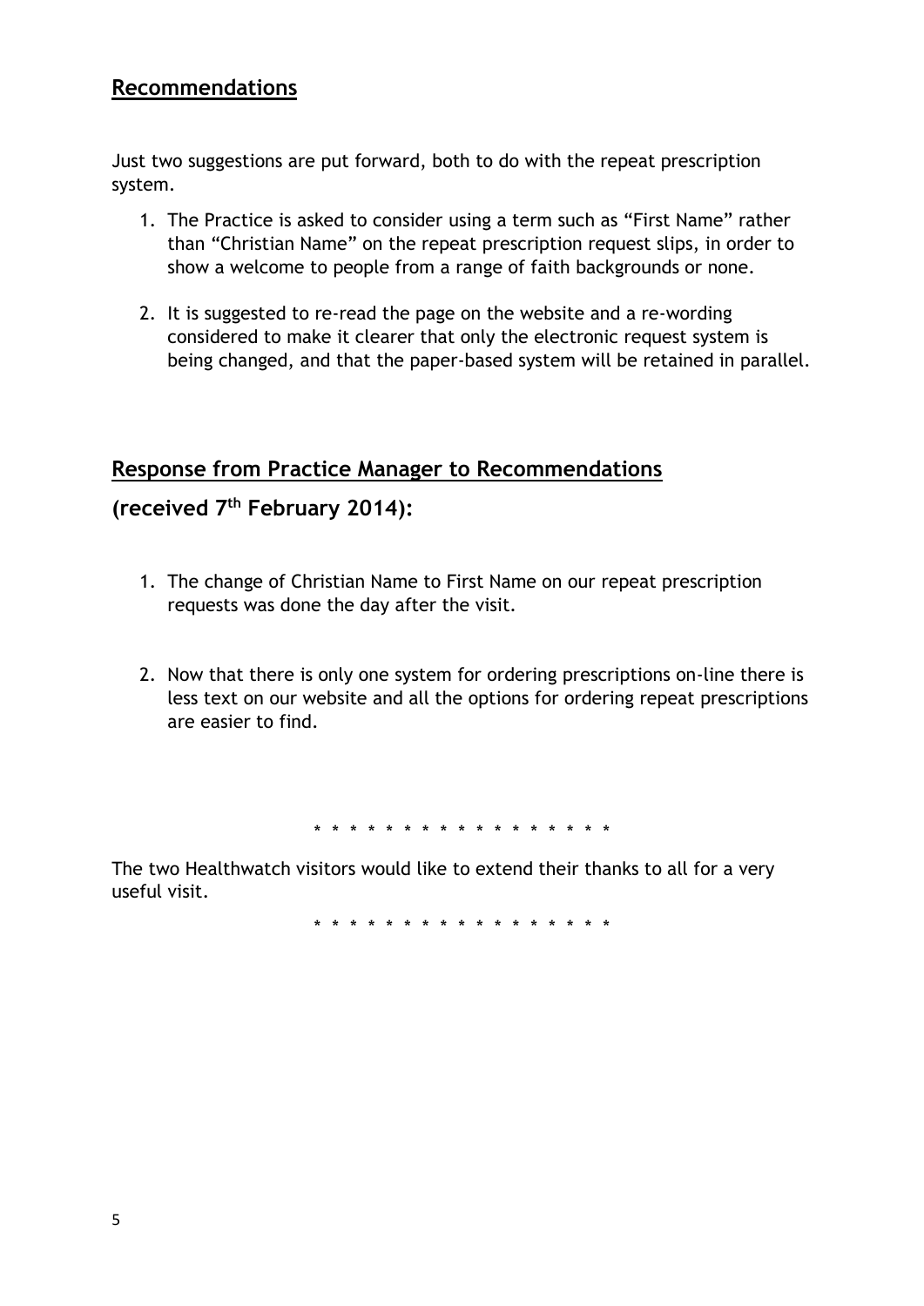## Recommendations

Just two suggestions are put forward, both to do with the repeat prescription system.

1. The Practice is asked to consider using a term such as "First Name" rather than "Christian Name" on the repeat prescription request slips, in order to show a welcome to people from a range of faith backgrounds or none.

2. It is suggested to re-read the page on the website and a re-wording considered to make it clearer that only the electronic request system is being changed, and that the paper-based system will be retained in parallel.

## Response from Practice Manager to Recommendations

## (received 7th February 2014):

1. The change of Christian Name to First Name on our repeat prescription requests was done the day after the visit.

2. Now that there is only one system for ordering prescriptions on-line there is less text on our website and all the options for ordering repeat prescriptions are easier to find.

\* \* \* \* \* \* \* \* \* \* \* \* \* \* \* \* \* \*

The two Healthwatch visitors would like to extend their thanks to all for a very useful visit.

\* \* \* \* \* \* \* \* \* \* \* \* \* \* \* \* \* \*